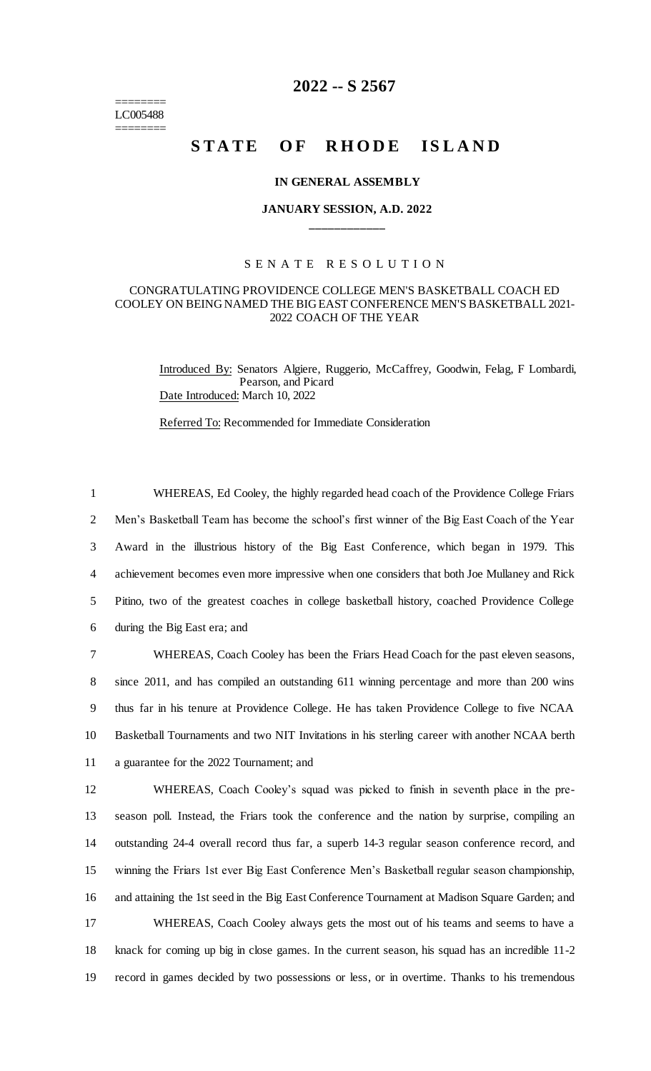========
LC005488
========

# 2022 -- S 2567

# STATE OF RHODE ISLAND

### IN GENERAL ASSEMBLY

### JANUARY SESSION, A.D. 2022

____________

S E N A T E   R E S O L U T I O N

CONGRATULATING PROVIDENCE COLLEGE MEN'S BASKETBALL COACH ED COOLEY ON BEING NAMED THE BIG EAST CONFERENCE MEN'S BASKETBALL 2021-2022 COACH OF THE YEAR

Introduced By: Senators Algiere, Ruggerio, McCaffrey, Goodwin, Felag, F Lombardi, Pearson, and Picard

Date Introduced: March 10, 2022

Referred To: Recommended for Immediate Consideration

1 WHEREAS, Ed Cooley, the highly regarded head coach of the Providence College Friars
2 Men's Basketball Team has become the school's first winner of the Big East Coach of the Year
3 Award in the illustrious history of the Big East Conference, which began in 1979. This
4 achievement becomes even more impressive when one considers that both Joe Mullaney and Rick
5 Pitino, two of the greatest coaches in college basketball history, coached Providence College
6 during the Big East era; and

7 WHEREAS, Coach Cooley has been the Friars Head Coach for the past eleven seasons,
8 since 2011, and has compiled an outstanding 611 winning percentage and more than 200 wins
9 thus far in his tenure at Providence College. He has taken Providence College to five NCAA
10 Basketball Tournaments and two NIT Invitations in his sterling career with another NCAA berth
11 a guarantee for the 2022 Tournament; and

12 WHEREAS, Coach Cooley's squad was picked to finish in seventh place in the pre-
13 season poll. Instead, the Friars took the conference and the nation by surprise, compiling an
14 outstanding 24-4 overall record thus far, a superb 14-3 regular season conference record, and
15 winning the Friars 1st ever Big East Conference Men's Basketball regular season championship,
16 and attaining the 1st seed in the Big East Conference Tournament at Madison Square Garden; and

17 WHEREAS, Coach Cooley always gets the most out of his teams and seems to have a
18 knack for coming up big in close games. In the current season, his squad has an incredible 11-2
19 record in games decided by two possessions or less, or in overtime. Thanks to his tremendous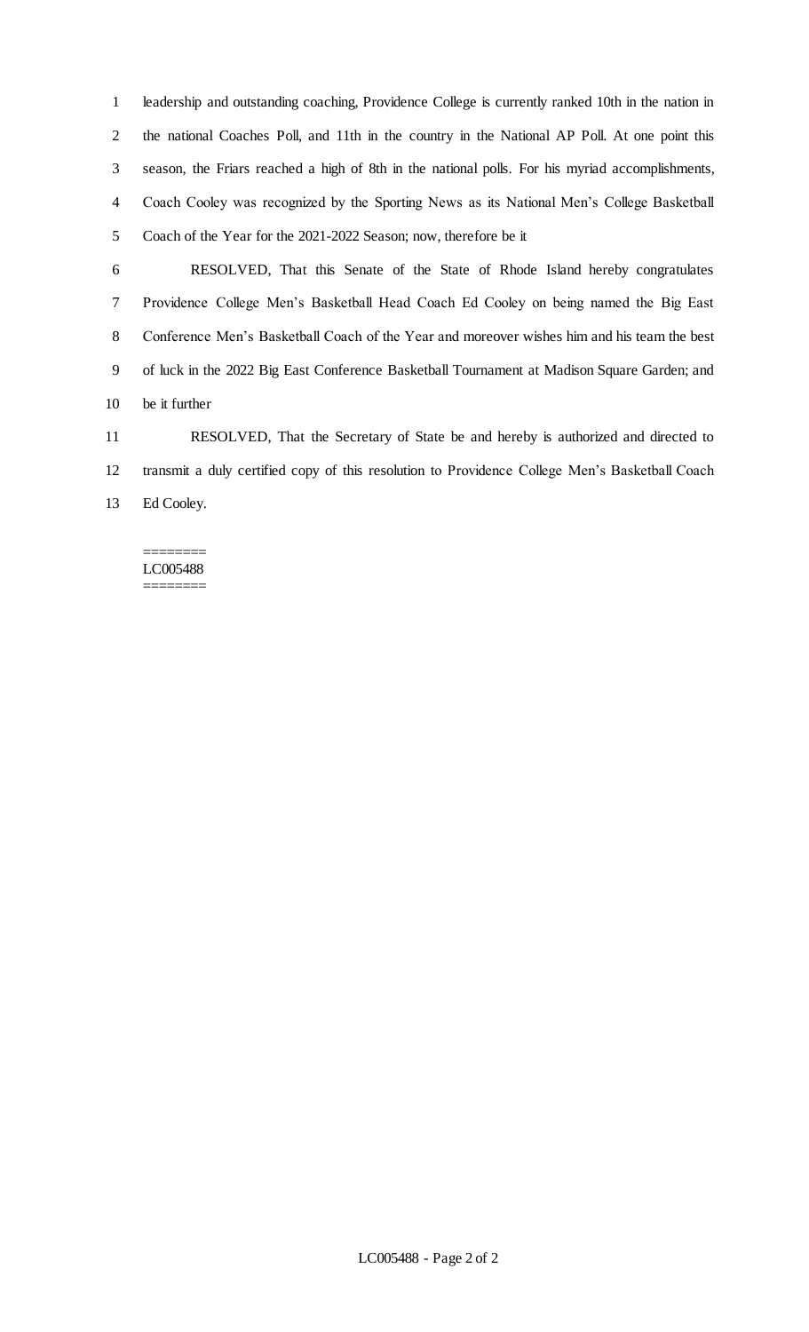leadership and outstanding coaching, Providence College is currently ranked 10th in the nation in the national Coaches Poll, and 11th in the country in the National AP Poll. At one point this season, the Friars reached a high of 8th in the national polls. For his myriad accomplishments, Coach Cooley was recognized by the Sporting News as its National Men's College Basketball Coach of the Year for the 2021-2022 Season; now, therefore be it

RESOLVED, That this Senate of the State of Rhode Island hereby congratulates Providence College Men's Basketball Head Coach Ed Cooley on being named the Big East Conference Men's Basketball Coach of the Year and moreover wishes him and his team the best of luck in the 2022 Big East Conference Basketball Tournament at Madison Square Garden; and be it further

RESOLVED, That the Secretary of State be and hereby is authorized and directed to transmit a duly certified copy of this resolution to Providence College Men's Basketball Coach Ed Cooley.

========
LC005488
========